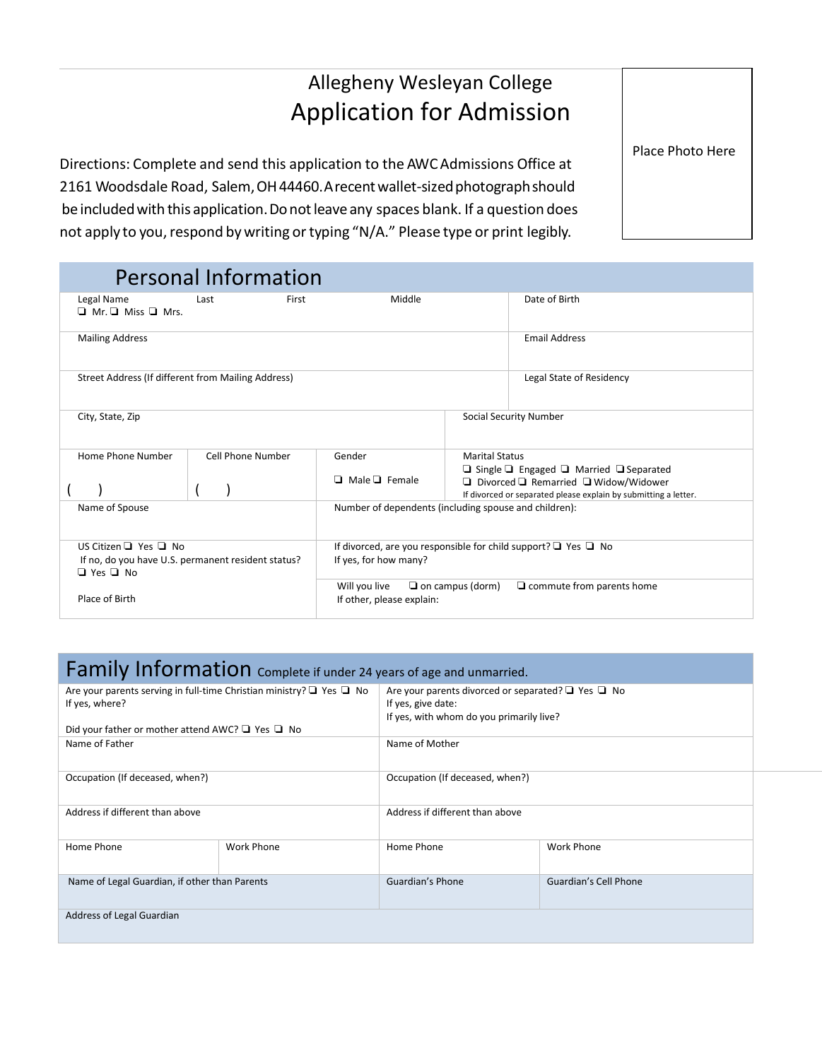# Allegheny Wesleyan College

## Application for Admission

Place Photo Here

Directions: Complete and send this application to the AWC Admissions Office at 2161 Woodsdale Road, Salem, OH 44460. A recent wallet-sized photograph should be included with this application. Do not leave any spaces blank. If a question does not apply to you, respond by writing or typing "N/A." Please type or print legibly.

## Personal Information

| | | | |
|---|---|---|---|
| Legal Name ❑ Mr. ❑ Miss ❑ Mrs. | Last | First | Middle |
| Date of Birth | | | |
| Mailing Address | | | |
| Email Address | | | |
| Street Address (If different from Mailing Address) | | | |
| Legal State of Residency | | | |
| City, State, Zip | | | |
| Social Security Number | | | |
| Home Phone Number ( ) | Cell Phone Number ( ) | Gender ❑ Male ❑ Female | Marital Status ❑ Single ❑ Engaged ❑ Married ❑ Separated ❑ Divorced ❑ Remarried ❑ Widow/Widower If divorced or separated please explain by submitting a letter. |
| Name of Spouse | | Number of dependents (including spouse and children): | |
| US Citizen ❑ Yes ❑ No If no, do you have U.S. permanent resident status? ❑ Yes ❑ No | | If divorced, are you responsible for child support? ❑ Yes ❑ No If yes, for how many? | |
| Place of Birth | | Will you live ❑ on campus (dorm) ❑ commute from parents home If other, please explain: | |

## Family Information

Complete if under 24 years of age and unmarried.

| | | | |
|---|---|---|---|
| Are your parents serving in full-time Christian ministry? ❑ Yes ❑ No If yes, where? Did your father or mother attend AWC? ❑ Yes ❑ No | | Are your parents divorced or separated? ❑ Yes ❑ No If yes, give date: If yes, with whom do you primarily live? | |
| Name of Father | | Name of Mother | |
| Occupation (If deceased, when?) | | Occupation (If deceased, when?) | |
| Address if different than above | | Address if different than above | |
| Home Phone | Work Phone | Home Phone | Work Phone |
| Name of Legal Guardian, if other than Parents | | Guardian's Phone | Guardian's Cell Phone |
| Address of Legal Guardian | | | |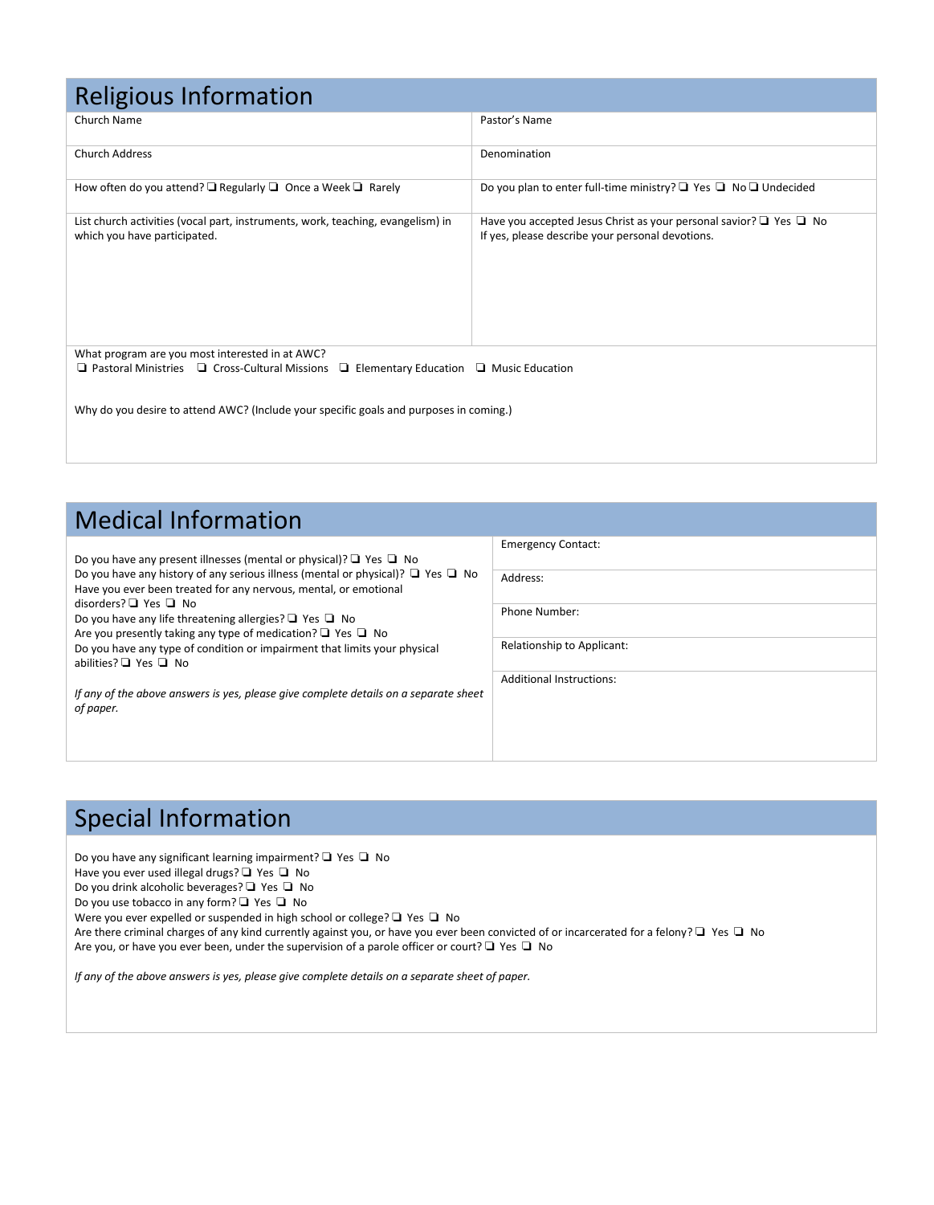## Religious Information

| | |
|---|---|
| Church Name | Pastor's Name |
| Church Address | Denomination |
| How often do you attend? ❑ Regularly ❑ Once a Week ❑ Rarely | Do you plan to enter full-time ministry? ❑ Yes ❑ No ❑ Undecided |
| List church activities (vocal part, instruments, work, teaching, evangelism) in which you have participated. | Have you accepted Jesus Christ as your personal savior? ❑ Yes ❑ No<br>If yes, please describe your personal devotions. |

What program are you most interested in at AWC?
❑ Pastoral Ministries ❑ Cross-Cultural Missions ❑ Elementary Education ❑ Music Education

Why do you desire to attend AWC? (Include your specific goals and purposes in coming.)

## Medical Information

Do you have any present illnesses (mental or physical)? ❑ Yes ❑ No
Do you have any history of any serious illness (mental or physical)? ❑ Yes ❑ No
Have you ever been treated for any nervous, mental, or emotional disorders? ❑ Yes ❑ No
Do you have any life threatening allergies? ❑ Yes ❑ No
Are you presently taking any type of medication? ❑ Yes ❑ No
Do you have any type of condition or impairment that limits your physical abilities? ❑ Yes ❑ No

*If any of the above answers is yes, please give complete details on a separate sheet of paper.*

Emergency Contact:

Address:

Phone Number:

Relationship to Applicant:

Additional Instructions:

## Special Information

Do you have any significant learning impairment? ❑ Yes ❑ No
Have you ever used illegal drugs? ❑ Yes ❑ No
Do you drink alcoholic beverages? ❑ Yes ❑ No
Do you use tobacco in any form? ❑ Yes ❑ No
Were you ever expelled or suspended in high school or college? ❑ Yes ❑ No
Are there criminal charges of any kind currently against you, or have you ever been convicted of or incarcerated for a felony? ❑ Yes ❑ No
Are you, or have you ever been, under the supervision of a parole officer or court? ❑ Yes ❑ No

*If any of the above answers is yes, please give complete details on a separate sheet of paper.*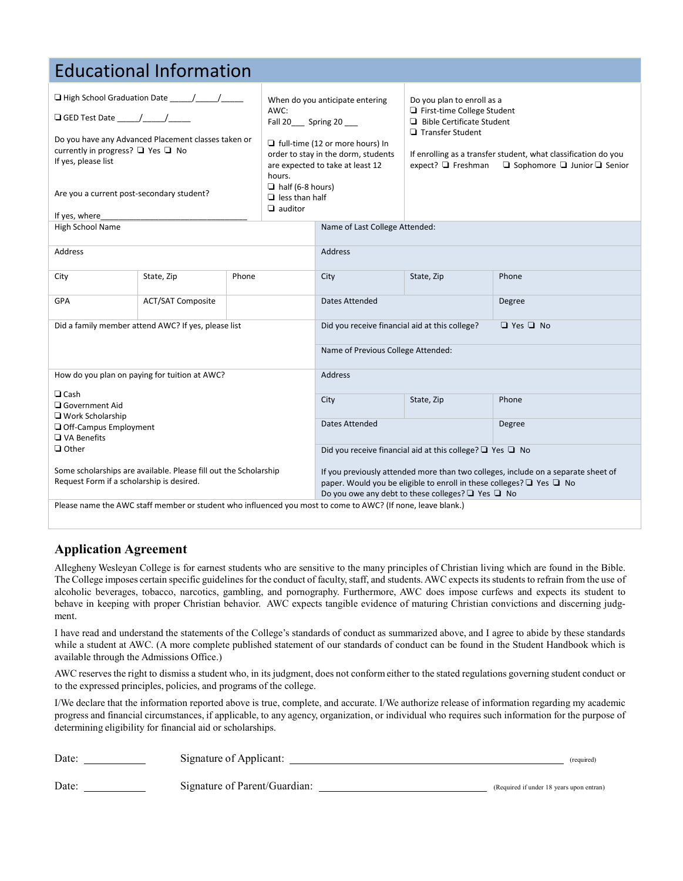# Educational Information

❑ High School Graduation Date _____/_____/_____

❑ GED Test Date _____/_____/_____

Do you have any Advanced Placement classes taken or currently in progress? ❑ Yes ❑ No
If yes, please list

Are you a current post-secondary student?

If yes, where_________________________________

When do you anticipate entering AWC:
Fall 20___ Spring 20 ___

❑ full-time (12 or more hours) In order to stay in the dorm, students are expected to take at least 12 hours.
❑ half (6-8 hours)
❑ less than half
❑ auditor

Do you plan to enroll as a
❑ First-time College Student
❑ Bible Certificate Student
❑ Transfer Student

If enrolling as a transfer student, what classification do you expect? ❑ Freshman ❑ Sophomore ❑ Junior ❑ Senior

| | | | | | |
|---|---|---|---|---|---|
| High School Name | | | Name of Last College Attended: | | |
| Address | | | Address | | |
| City | State, Zip | Phone | City | State, Zip | Phone |
| GPA | ACT/SAT Composite | | Dates Attended | | Degree |
| Did a family member attend AWC? If yes, please list | | | Did you receive financial aid at this college? ❑ Yes ❑ No | | |
| | | | Name of Previous College Attended: | | |
| How do you plan on paying for tuition at AWC?<br><br>❑ Cash<br>❑ Government Aid<br>❑ Work Scholarship<br>❑ Off-Campus Employment<br>❑ VA Benefits<br>❑ Other<br><br>Some scholarships are available. Please fill out the Scholarship Request Form if a scholarship is desired. | | | Address | | |
| | | | City | State, Zip | Phone |
| | | | Dates Attended | | Degree |
| | | | Did you receive financial aid at this college? ❑ Yes ❑ No<br><br>If you previously attended more than two colleges, include on a separate sheet of paper. Would you be eligible to enroll in these colleges? ❑ Yes ❑ No<br>Do you owe any debt to these colleges? ❑ Yes ❑ No | | |

Please name the AWC staff member or student who influenced you most to come to AWC? (If none, leave blank.)

## Application Agreement

Allegheny Wesleyan College is for earnest students who are sensitive to the many principles of Christian living which are found in the Bible. The College imposes certain specific guidelines for the conduct of faculty, staff, and students. AWC expects its students to refrain from the use of alcoholic beverages, tobacco, narcotics, gambling, and pornography. Furthermore, AWC does impose curfews and expects its student to behave in keeping with proper Christian behavior. AWC expects tangible evidence of maturing Christian convictions and discerning judgment.

I have read and understand the statements of the College's standards of conduct as summarized above, and I agree to abide by these standards while a student at AWC. (A more complete published statement of our standards of conduct can be found in the Student Handbook which is available through the Admissions Office.)

AWC reserves the right to dismiss a student who, in its judgment, does not conform either to the stated regulations governing student conduct or to the expressed principles, policies, and programs of the college.

I/We declare that the information reported above is true, complete, and accurate. I/We authorize release of information regarding my academic progress and financial circumstances, if applicable, to any agency, organization, or individual who requires such information for the purpose of determining eligibility for financial aid or scholarships.

Date: __________ Signature of Applicant: ______________________________ (required)

Date: __________ Signature of Parent/Guardian: ______________________ (Required if under 18 years upon entran)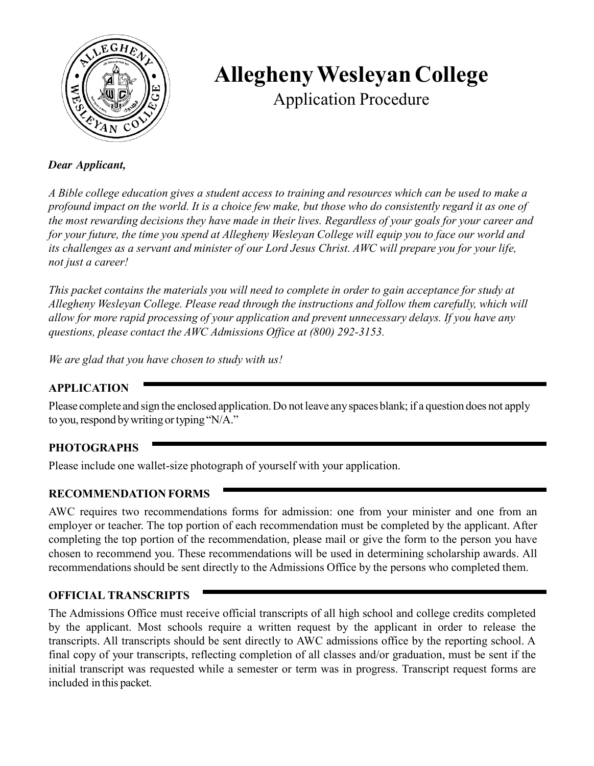# Allegheny Wesleyan College

## Application Procedure

***Dear Applicant,***

*A Bible college education gives a student access to training and resources which can be used to make a profound impact on the world. It is a choice few make, but those who do consistently regard it as one of the most rewarding decisions they have made in their lives. Regardless of your goals for your career and for your future, the time you spend at Allegheny Wesleyan College will equip you to face our world and its challenges as a servant and minister of our Lord Jesus Christ. AWC will prepare you for your life, not just a career!*

*This packet contains the materials you will need to complete in order to gain acceptance for study at Allegheny Wesleyan College. Please read through the instructions and follow them carefully, which will allow for more rapid processing of your application and prevent unnecessary delays. If you have any questions, please contact the AWC Admissions Office at (800) 292-3153.*

*We are glad that you have chosen to study with us!*

### APPLICATION

Please complete and sign the enclosed application. Do not leave any spaces blank; if a question does not apply to you, respond by writing or typing "N/A."

### PHOTOGRAPHS

Please include one wallet-size photograph of yourself with your application.

### RECOMMENDATION FORMS

AWC requires two recommendations forms for admission: one from your minister and one from an employer or teacher. The top portion of each recommendation must be completed by the applicant. After completing the top portion of the recommendation, please mail or give the form to the person you have chosen to recommend you. These recommendations will be used in determining scholarship awards. All recommendations should be sent directly to the Admissions Office by the persons who completed them.

### OFFICIAL TRANSCRIPTS

The Admissions Office must receive official transcripts of all high school and college credits completed by the applicant. Most schools require a written request by the applicant in order to release the transcripts. All transcripts should be sent directly to AWC admissions office by the reporting school. A final copy of your transcripts, reflecting completion of all classes and/or graduation, must be sent if the initial transcript was requested while a semester or term was in progress. Transcript request forms are included in this packet.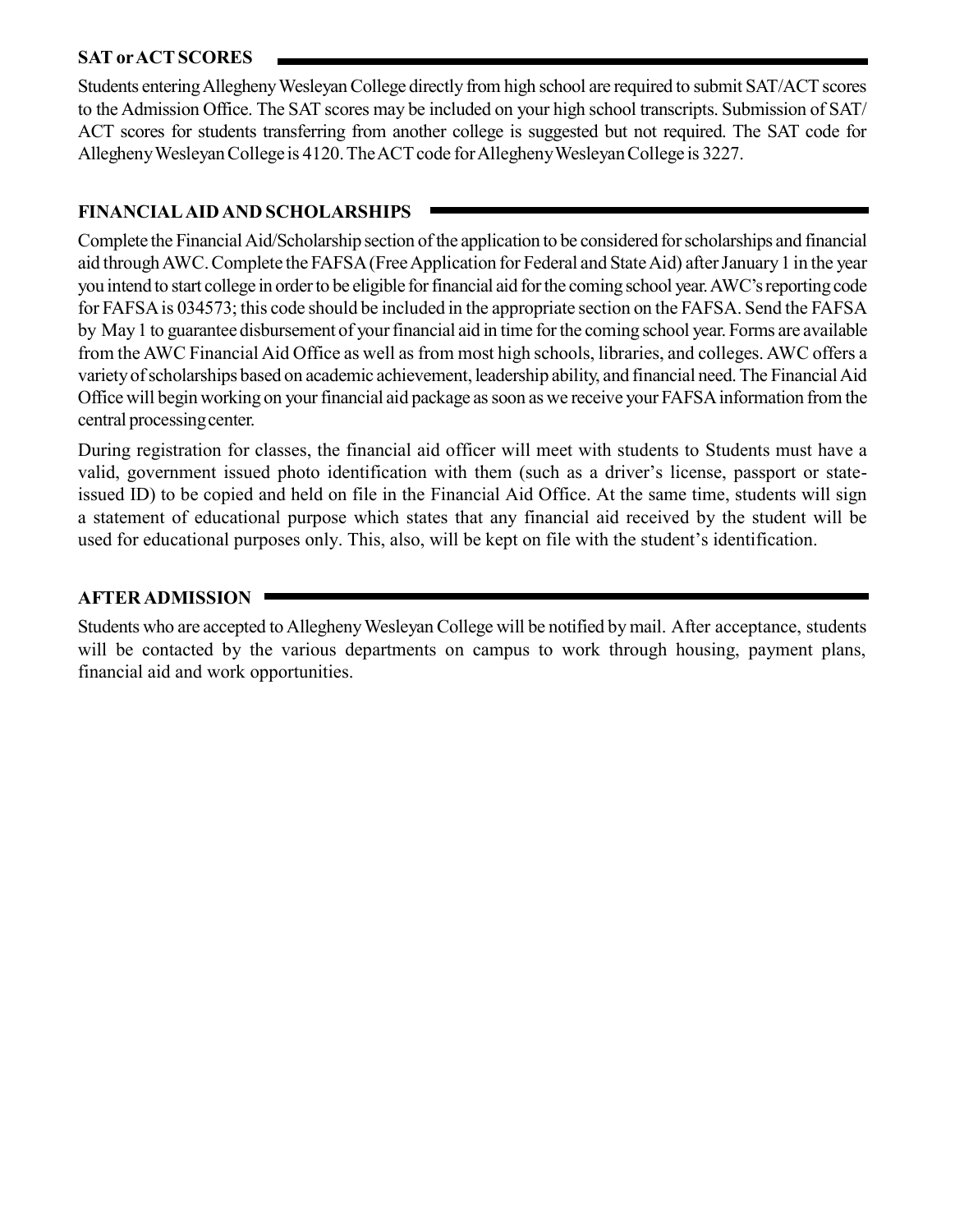## SAT or ACT SCORES

Students entering Allegheny Wesleyan College directly from high school are required to submit SAT/ACT scores to the Admission Office. The SAT scores may be included on your high school transcripts. Submission of SAT/ ACT scores for students transferring from another college is suggested but not required. The SAT code for Allegheny Wesleyan College is 4120. The ACT code for Allegheny Wesleyan College is 3227.

## FINANCIAL AID AND SCHOLARSHIPS

Complete the Financial Aid/Scholarship section of the application to be considered for scholarships and financial aid through AWC. Complete the FAFSA (Free Application for Federal and State Aid) after January 1 in the year you intend to start college in order to be eligible for financial aid for the coming school year. AWC's reporting code for FAFSA is 034573; this code should be included in the appropriate section on the FAFSA. Send the FAFSA by May 1 to guarantee disbursement of your financial aid in time for the coming school year. Forms are available from the AWC Financial Aid Office as well as from most high schools, libraries, and colleges. AWC offers a variety of scholarships based on academic achievement, leadership ability, and financial need. The Financial Aid Office will begin working on your financial aid package as soon as we receive your FAFSA information from the central processing center.

During registration for classes, the financial aid officer will meet with students to Students must have a valid, government issued photo identification with them (such as a driver's license, passport or state-issued ID) to be copied and held on file in the Financial Aid Office. At the same time, students will sign a statement of educational purpose which states that any financial aid received by the student will be used for educational purposes only. This, also, will be kept on file with the student's identification.

## AFTER ADMISSION

Students who are accepted to Allegheny Wesleyan College will be notified by mail. After acceptance, students will be contacted by the various departments on campus to work through housing, payment plans, financial aid and work opportunities.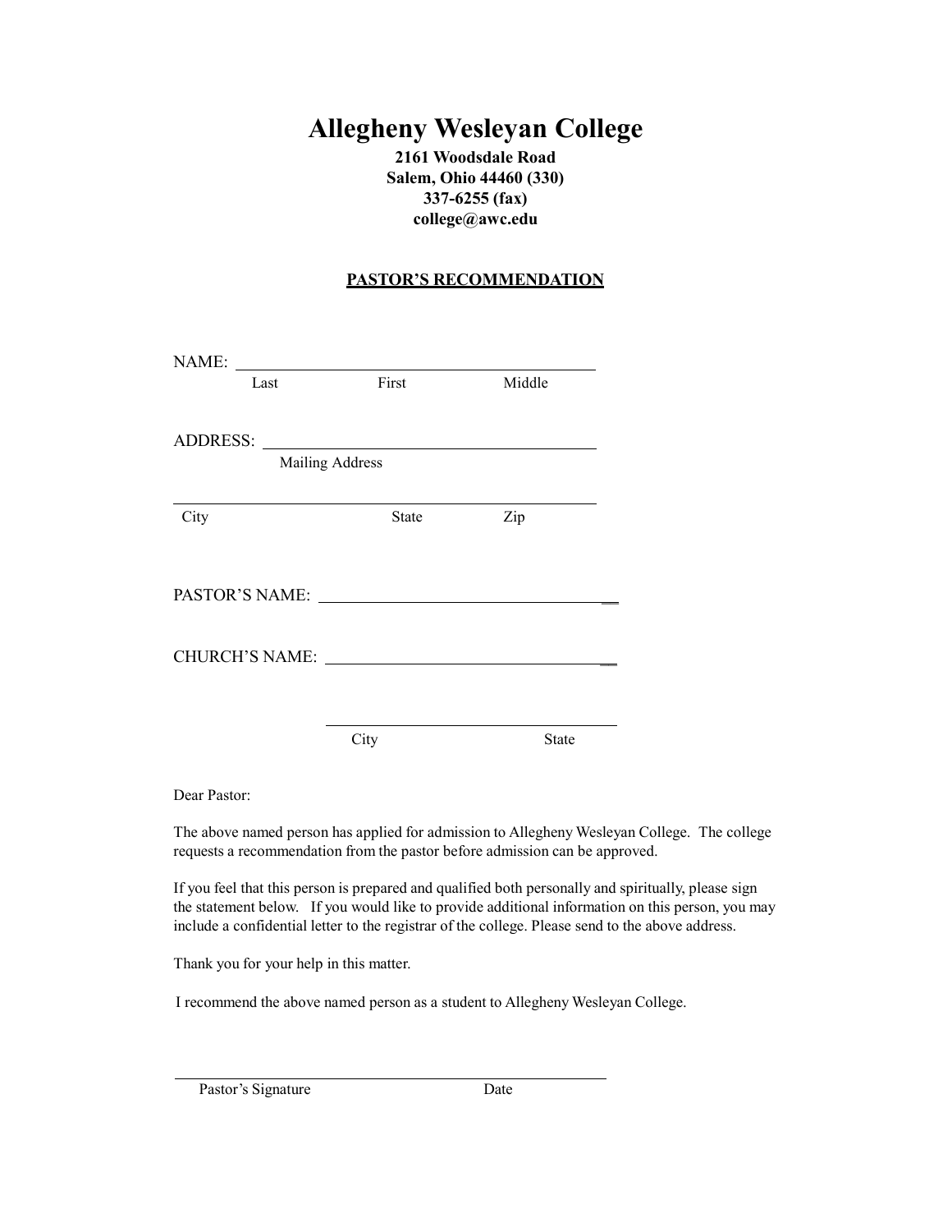# Allegheny Wesleyan College

**2161 Woodsdale Road**
**Salem, Ohio 44460 (330)**
**337-6255 (fax)**
**college@awc.edu**

## PASTOR'S RECOMMENDATION

NAME: ______________________________________________
Last First Middle

ADDRESS: ___________________________________________
Mailing Address

____________________________________________________
City State Zip

PASTOR'S NAME: _____________________________________

CHURCH'S NAME: _____________________________________

____________________________________
City State

Dear Pastor:

The above named person has applied for admission to Allegheny Wesleyan College. The college requests a recommendation from the pastor before admission can be approved.

If you feel that this person is prepared and qualified both personally and spiritually, please sign the statement below. If you would like to provide additional information on this person, you may include a confidential letter to the registrar of the college. Please send to the above address.

Thank you for your help in this matter.

I recommend the above named person as a student to Allegheny Wesleyan College.

____________________________________________________
Pastor's Signature Date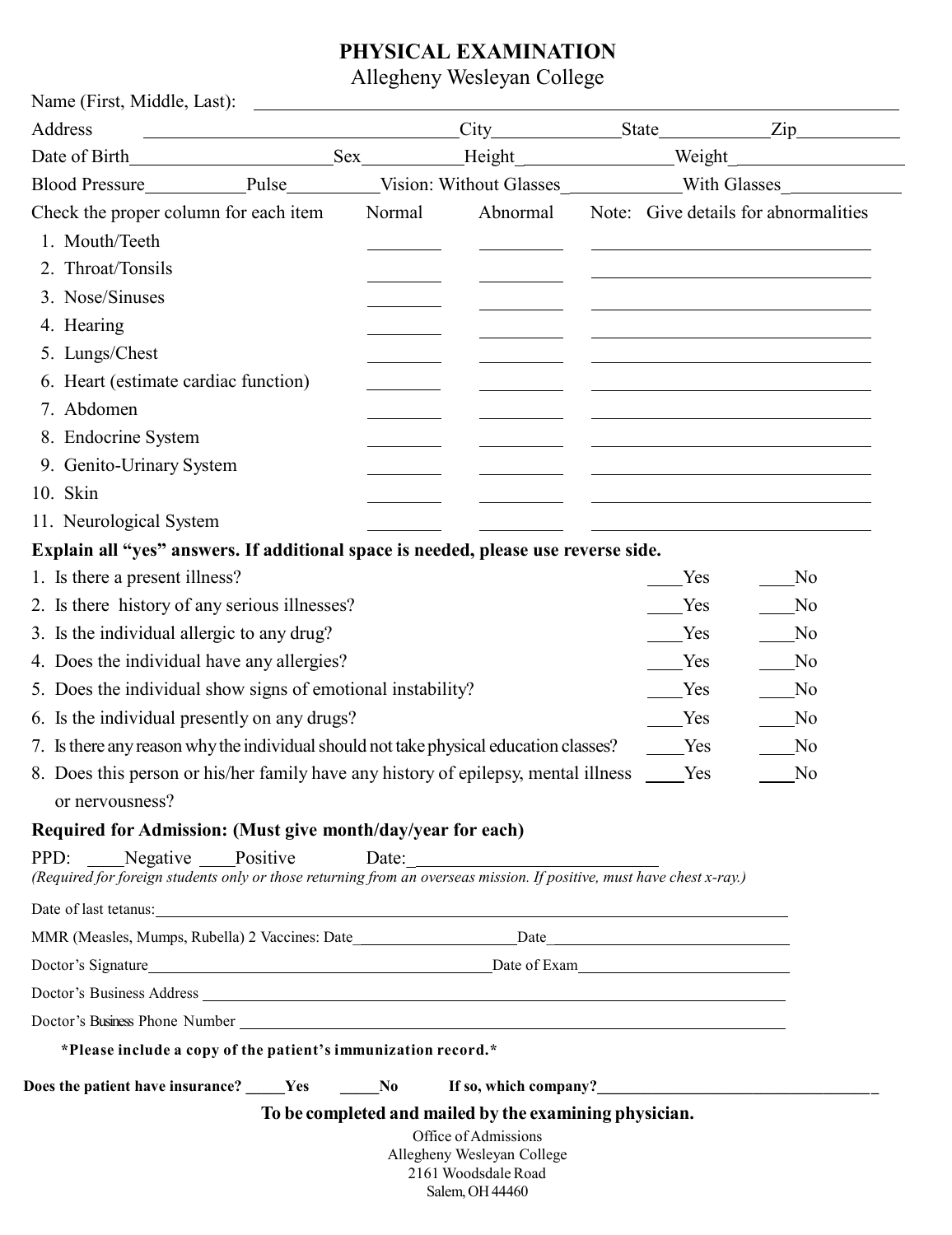# PHYSICAL EXAMINATION

## Allegheny Wesleyan College

Name (First, Middle, Last): ______________________________________________

Address ______________________ City ____________ State ___________ Zip ___________

Date of Birth ____________________ Sex __________ Height ______________ Weight _________________

Blood Pressure __________ Pulse _________ Vision: Without Glasses ____________ With Glasses ____________

| Check the proper column for each item | Normal | Abnormal | Note: Give details for abnormalities |
|---|---|---|---|
| 1. Mouth/Teeth | ________ | ________ | ______________________________ |
| 2. Throat/Tonsils | ________ | ________ | ______________________________ |
| 3. Nose/Sinuses | ________ | ________ | ______________________________ |
| 4. Hearing | ________ | ________ | ______________________________ |
| 5. Lungs/Chest | ________ | ________ | ______________________________ |
| 6. Heart (estimate cardiac function) | ________ | ________ | ______________________________ |
| 7. Abdomen | ________ | ________ | ______________________________ |
| 8. Endocrine System | ________ | ________ | ______________________________ |
| 9. Genito-Urinary System | ________ | ________ | ______________________________ |
| 10. Skin | ________ | ________ | ______________________________ |
| 11. Neurological System | ________ | ________ | ______________________________ |

**Explain all "yes" answers. If additional space is needed, please use reverse side.**

1. Is there a present illness? ____Yes ____No
2. Is there history of any serious illnesses? ____Yes ____No
3. Is the individual allergic to any drug? ____Yes ____No
4. Does the individual have any allergies? ____Yes ____No
5. Does the individual show signs of emotional instability? ____Yes ____No
6. Is the individual presently on any drugs? ____Yes ____No
7. Is there any reason why the individual should not take physical education classes? ____Yes ____No
8. Does this person or his/her family have any history of epilepsy, mental illness or nervousness? ____Yes ____No

**Required for Admission: (Must give month/day/year for each)**

PPD: ____Negative ____Positive Date: _________________________

*(Required for foreign students only or those returning from an overseas mission. If positive, must have chest x-ray.)*

Date of last tetanus: ______________________________________________

MMR (Measles, Mumps, Rubella) 2 Vaccines: Date __________________ Date ____________________________

Doctor's Signature ________________________________________ Date of Exam _________________________

Doctor's Business Address ______________________________________________

Doctor's Business Phone Number ______________________________________________

**\*Please include a copy of the patient's immunization record.\***

**Does the patient have insurance? _____Yes _____No If so, which company?________________________________**

**To be completed and mailed by the examining physician.**

Office of Admissions
Allegheny Wesleyan College
2161 Woodsdale Road
Salem, OH 44460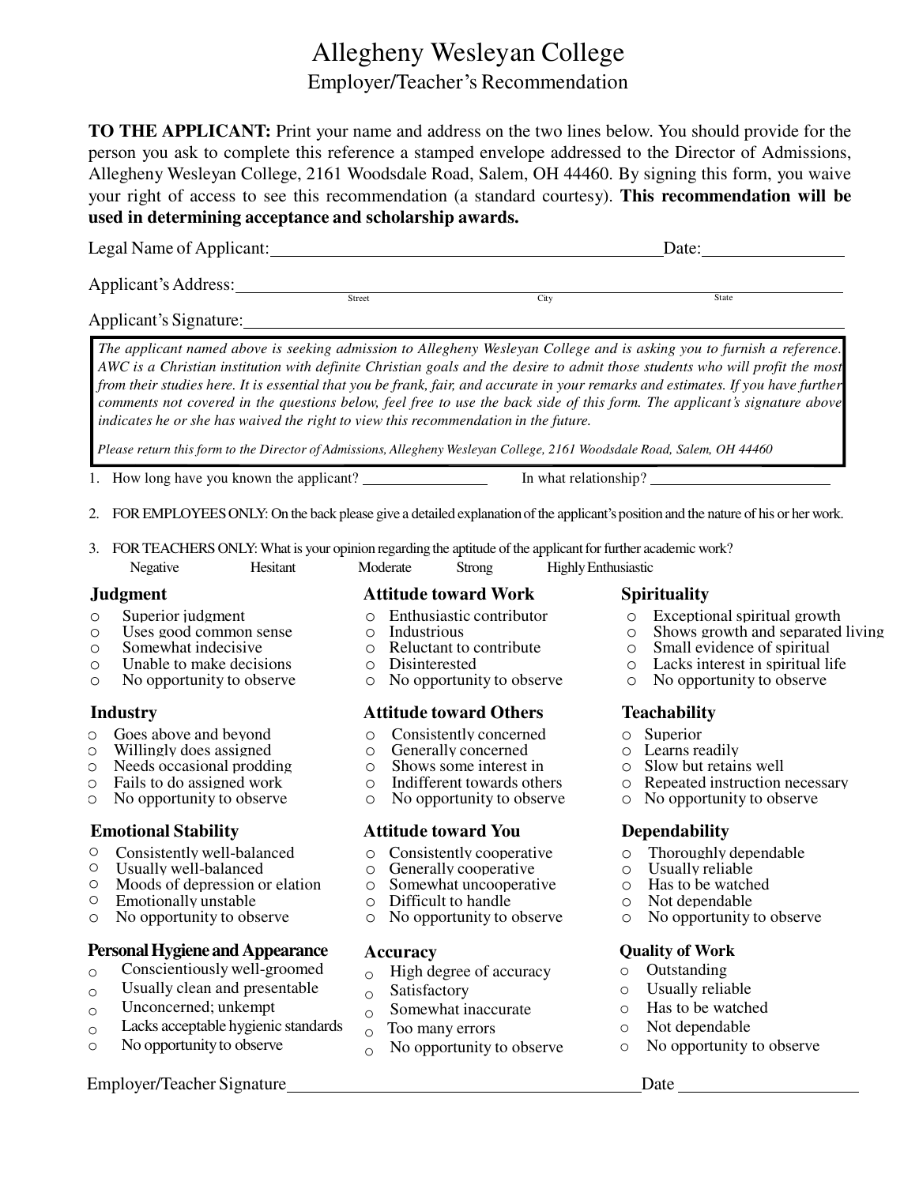# Allegheny Wesleyan College

## Employer/Teacher's Recommendation

**TO THE APPLICANT:** Print your name and address on the two lines below. You should provide for the person you ask to complete this reference a stamped envelope addressed to the Director of Admissions, Allegheny Wesleyan College, 2161 Woodsdale Road, Salem, OH 44460. By signing this form, you waive your right of access to see this recommendation (a standard courtesy). **This recommendation will be used in determining acceptance and scholarship awards.**

Legal Name of Applicant: ______________________________ Date: ______________

Applicant's Address: ______________________________
Street City State

Applicant's Signature: ______________________________

*The applicant named above is seeking admission to Allegheny Wesleyan College and is asking you to furnish a reference. AWC is a Christian institution with definite Christian goals and the desire to admit those students who will profit the most from their studies here. It is essential that you be frank, fair, and accurate in your remarks and estimates. If you have further comments not covered in the questions below, feel free to use the back side of this form. The applicant's signature above indicates he or she has waived the right to view this recommendation in the future.*

*Please return this form to the Director of Admissions, Allegheny Wesleyan College, 2161 Woodsdale Road, Salem, OH 44460*

1. How long have you known the applicant? ______________ In what relationship? ______________
2. FOR EMPLOYEES ONLY: On the back please give a detailed explanation of the applicant's position and the nature of his or her work.
3. FOR TEACHERS ONLY: What is your opinion regarding the aptitude of the applicant for further academic work?
   Negative Hesitant Moderate Strong Highly Enthusiastic

### Judgment
- ○ Superior judgment
- ○ Uses good common sense
- ○ Somewhat indecisive
- ○ Unable to make decisions
- ○ No opportunity to observe

### Attitude toward Work
- ○ Enthusiastic contributor
- ○ Industrious
- ○ Reluctant to contribute
- ○ Disinterested
- ○ No opportunity to observe

### Spirituality
- ○ Exceptional spiritual growth
- ○ Shows growth and separated living
- ○ Small evidence of spiritual
- ○ Lacks interest in spiritual life
- ○ No opportunity to observe

### Industry
- ○ Goes above and beyond
- ○ Willingly does assigned
- ○ Needs occasional prodding
- ○ Fails to do assigned work
- ○ No opportunity to observe

### Attitude toward Others
- ○ Consistently concerned
- ○ Generally concerned
- ○ Shows some interest in
- ○ Indifferent towards others
- ○ No opportunity to observe

### Teachability
- ○ Superior
- ○ Learns readily
- ○ Slow but retains well
- ○ Repeated instruction necessary
- ○ No opportunity to observe

### Emotional Stability
- ○ Consistently well-balanced
- ○ Usually well-balanced
- ○ Moods of depression or elation
- ○ Emotionally unstable
- ○ No opportunity to observe

### Attitude toward You
- ○ Consistently cooperative
- ○ Generally cooperative
- ○ Somewhat uncooperative
- ○ Difficult to handle
- ○ No opportunity to observe

### Dependability
- ○ Thoroughly dependable
- ○ Usually reliable
- ○ Has to be watched
- ○ Not dependable
- ○ No opportunity to observe

### Personal Hygiene and Appearance
- ○ Conscientiously well-groomed
- ○ Usually clean and presentable
- ○ Unconcerned; unkempt
- ○ Lacks acceptable hygienic standards
- ○ No opportunity to observe

### Accuracy
- ○ High degree of accuracy
- ○ Satisfactory
- ○ Somewhat inaccurate
- ○ Too many errors
- ○ No opportunity to observe

### Quality of Work
- ○ Outstanding
- ○ Usually reliable
- ○ Has to be watched
- ○ Not dependable
- ○ No opportunity to observe

Employer/Teacher Signature ______________________________ Date ______________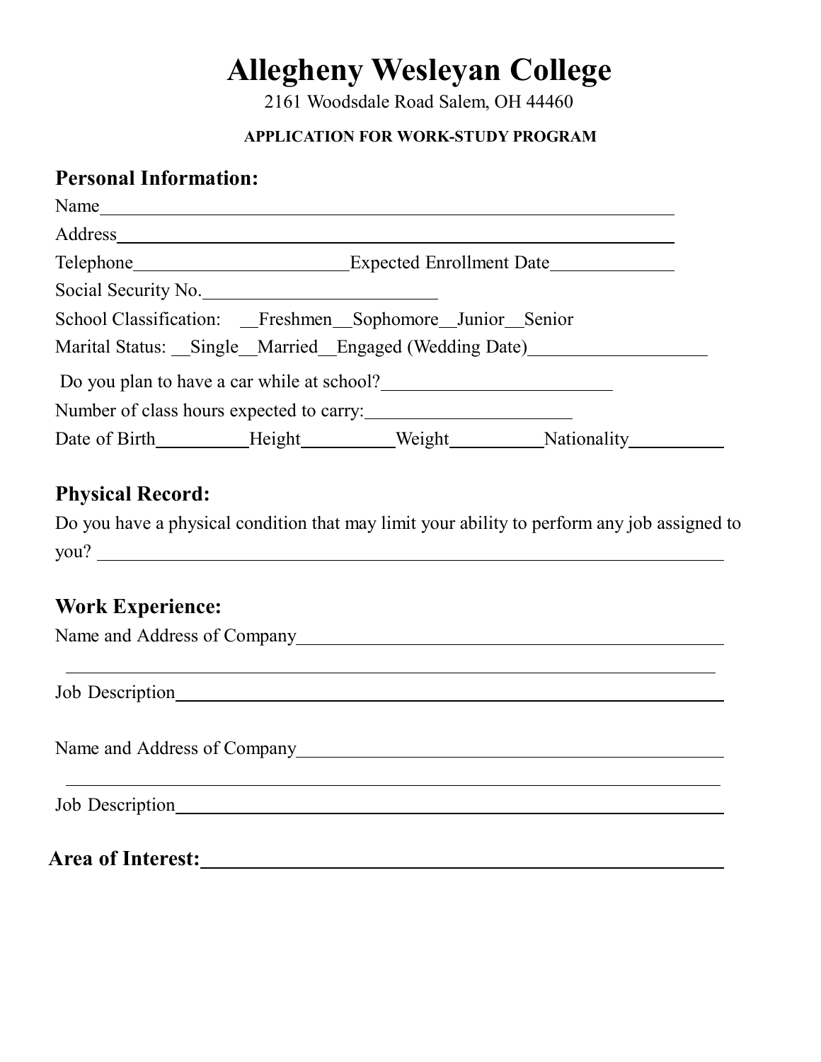# Allegheny Wesleyan College

2161 Woodsdale Road Salem, OH 44460

**APPLICATION FOR WORK-STUDY PROGRAM**

## Personal Information:

Name_______________________________________________________________

Address_____________________________________________________________

Telephone_______________________Expected Enrollment Date_____________

Social Security No._________________________

School Classification: __Freshmen__Sophomore__Junior__Senior

Marital Status: __Single__Married__Engaged (Wedding Date)__________________

Do you plan to have a car while at school?________________________

Number of class hours expected to carry:______________________

Date of Birth__________Height__________Weight__________Nationality__________

## Physical Record:

Do you have a physical condition that may limit your ability to perform any job assigned to you? _____________________________________________________________________

## Work Experience:

Name and Address of Company_______________________________________________

_______________________________________________________________________

Job Description_________________________________________________________

Name and Address of Company_______________________________________________

_______________________________________________________________________

Job Description_________________________________________________________

**Area of Interest:**__________________________________________________